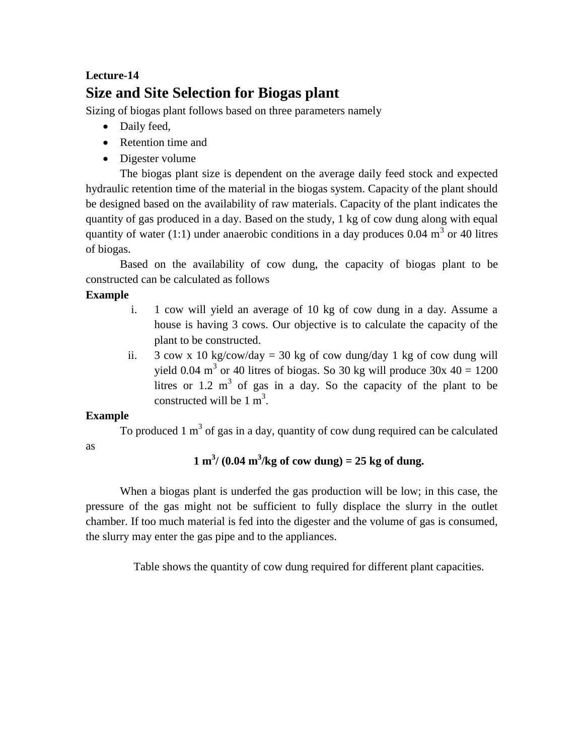**Lecture-14**

# Size and Site Selection for Biogas plant

Sizing of biogas plant follows based on three parameters namely

- Daily feed,
- Retention time and
- Digester volume

The biogas plant size is dependent on the average daily feed stock and expected hydraulic retention time of the material in the biogas system. Capacity of the plant should be designed based on the availability of raw materials. Capacity of the plant indicates the quantity of gas produced in a day. Based on the study, 1 kg of cow dung along with equal quantity of water (1:1) under anaerobic conditions in a day produces 0.04 $m^3$ or 40 litres of biogas.

Based on the availability of cow dung, the capacity of biogas plant to be constructed can be calculated as follows

**Example**

i. 1 cow will yield an average of 10 kg of cow dung in a day. Assume a house is having 3 cows. Our objective is to calculate the capacity of the plant to be constructed.
ii. 3 cow x 10 kg/cow/day = 30 kg of cow dung/day 1 kg of cow dung will yield 0.04 $m^3$ or 40 litres of biogas. So 30 kg will produce 30x 40 = 1200 litres or 1.2 $m^3$ of gas in a day. So the capacity of the plant to be constructed will be 1 $m^3$.

**Example**

To produced 1 $m^3$ of gas in a day, quantity of cow dung required can be calculated as

$$\mathbf{1\ m^3 / (0.04\ m^3/kg\ of\ cow\ dung) = 25\ kg\ of\ dung.}$$

When a biogas plant is underfed the gas production will be low; in this case, the pressure of the gas might not be sufficient to fully displace the slurry in the outlet chamber. If too much material is fed into the digester and the volume of gas is consumed, the slurry may enter the gas pipe and to the appliances.

Table shows the quantity of cow dung required for different plant capacities.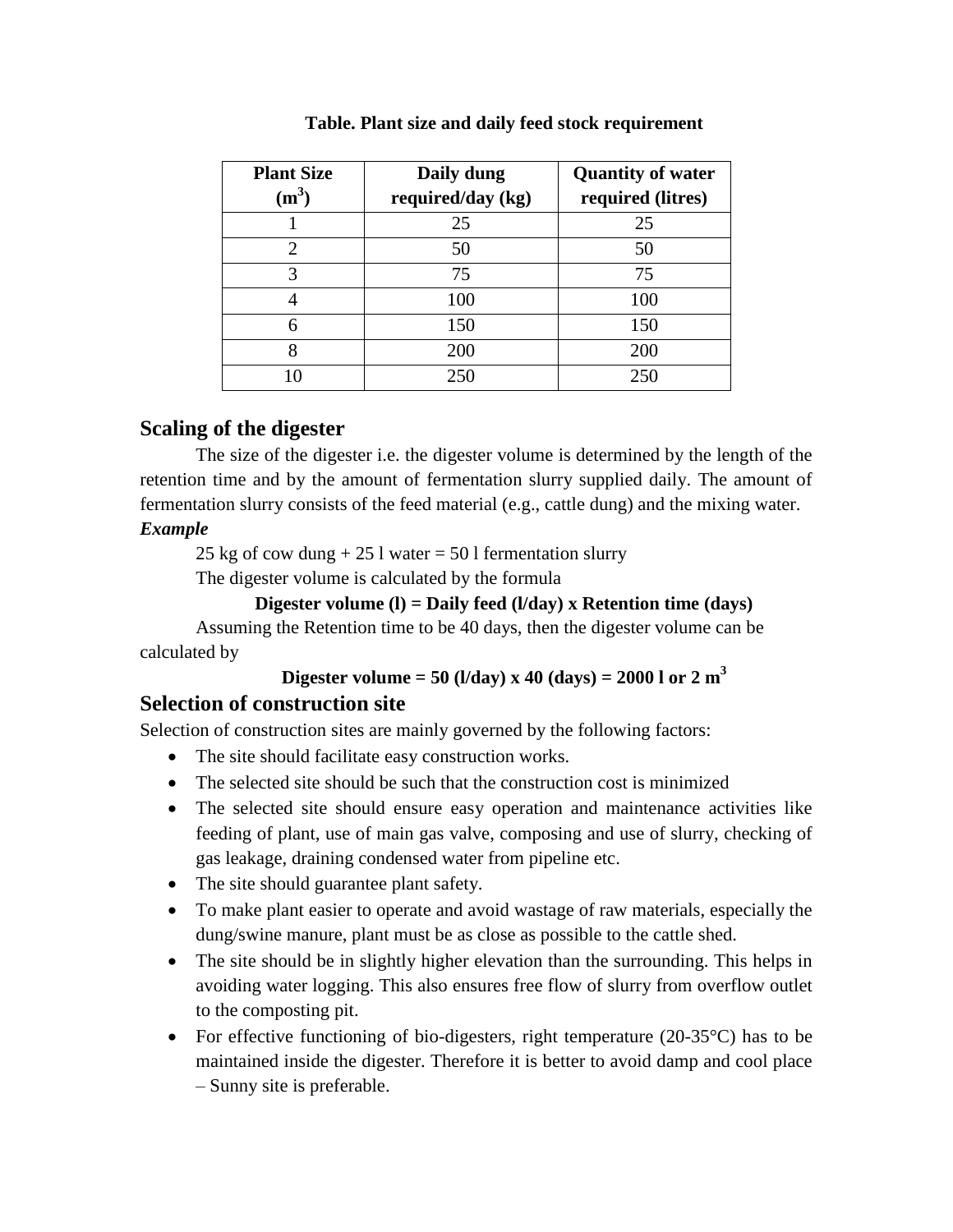**Table. Plant size and daily feed stock requirement**

| Plant Size ($m^3$) | Daily dung required/day (kg) | Quantity of water required (litres) |
|---|---|---|
| 1 | 25 | 25 |
| 2 | 50 | 50 |
| 3 | 75 | 75 |
| 4 | 100 | 100 |
| 6 | 150 | 150 |
| 8 | 200 | 200 |
| 10 | 250 | 250 |

## Scaling of the digester

The size of the digester i.e. the digester volume is determined by the length of the retention time and by the amount of fermentation slurry supplied daily. The amount of fermentation slurry consists of the feed material (e.g., cattle dung) and the mixing water.

***Example***

25 kg of cow dung + 25 l water = 50 l fermentation slurry

The digester volume is calculated by the formula

**Digester volume (l) = Daily feed (l/day) x Retention time (days)**

Assuming the Retention time to be 40 days, then the digester volume can be calculated by

**Digester volume = 50 (l/day) x 40 (days) = 2000 l or 2 $m^3$**

## Selection of construction site

Selection of construction sites are mainly governed by the following factors:

- The site should facilitate easy construction works.
- The selected site should be such that the construction cost is minimized
- The selected site should ensure easy operation and maintenance activities like feeding of plant, use of main gas valve, composing and use of slurry, checking of gas leakage, draining condensed water from pipeline etc.
- The site should guarantee plant safety.
- To make plant easier to operate and avoid wastage of raw materials, especially the dung/swine manure, plant must be as close as possible to the cattle shed.
- The site should be in slightly higher elevation than the surrounding. This helps in avoiding water logging. This also ensures free flow of slurry from overflow outlet to the composting pit.
- For effective functioning of bio-digesters, right temperature (20-35°C) has to be maintained inside the digester. Therefore it is better to avoid damp and cool place – Sunny site is preferable.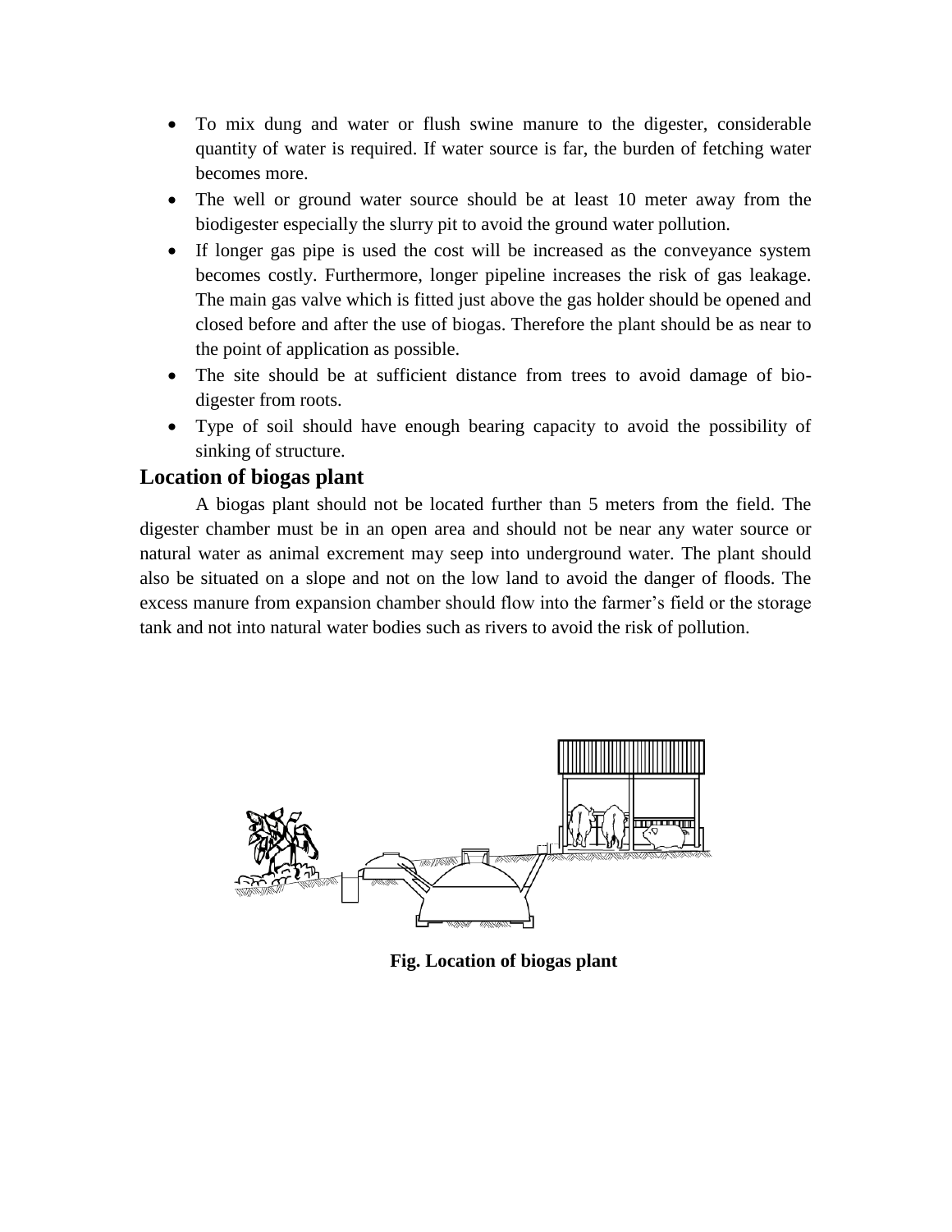- To mix dung and water or flush swine manure to the digester, considerable quantity of water is required. If water source is far, the burden of fetching water becomes more.
- The well or ground water source should be at least 10 meter away from the biodigester especially the slurry pit to avoid the ground water pollution.
- If longer gas pipe is used the cost will be increased as the conveyance system becomes costly. Furthermore, longer pipeline increases the risk of gas leakage. The main gas valve which is fitted just above the gas holder should be opened and closed before and after the use of biogas. Therefore the plant should be as near to the point of application as possible.
- The site should be at sufficient distance from trees to avoid damage of bio-digester from roots.
- Type of soil should have enough bearing capacity to avoid the possibility of sinking of structure.

## Location of biogas plant

A biogas plant should not be located further than 5 meters from the field. The digester chamber must be in an open area and should not be near any water source or natural water as animal excrement may seep into underground water. The plant should also be situated on a slope and not on the low land to avoid the danger of floods. The excess manure from expansion chamber should flow into the farmer's field or the storage tank and not into natural water bodies such as rivers to avoid the risk of pollution.

**Fig. Location of biogas plant**